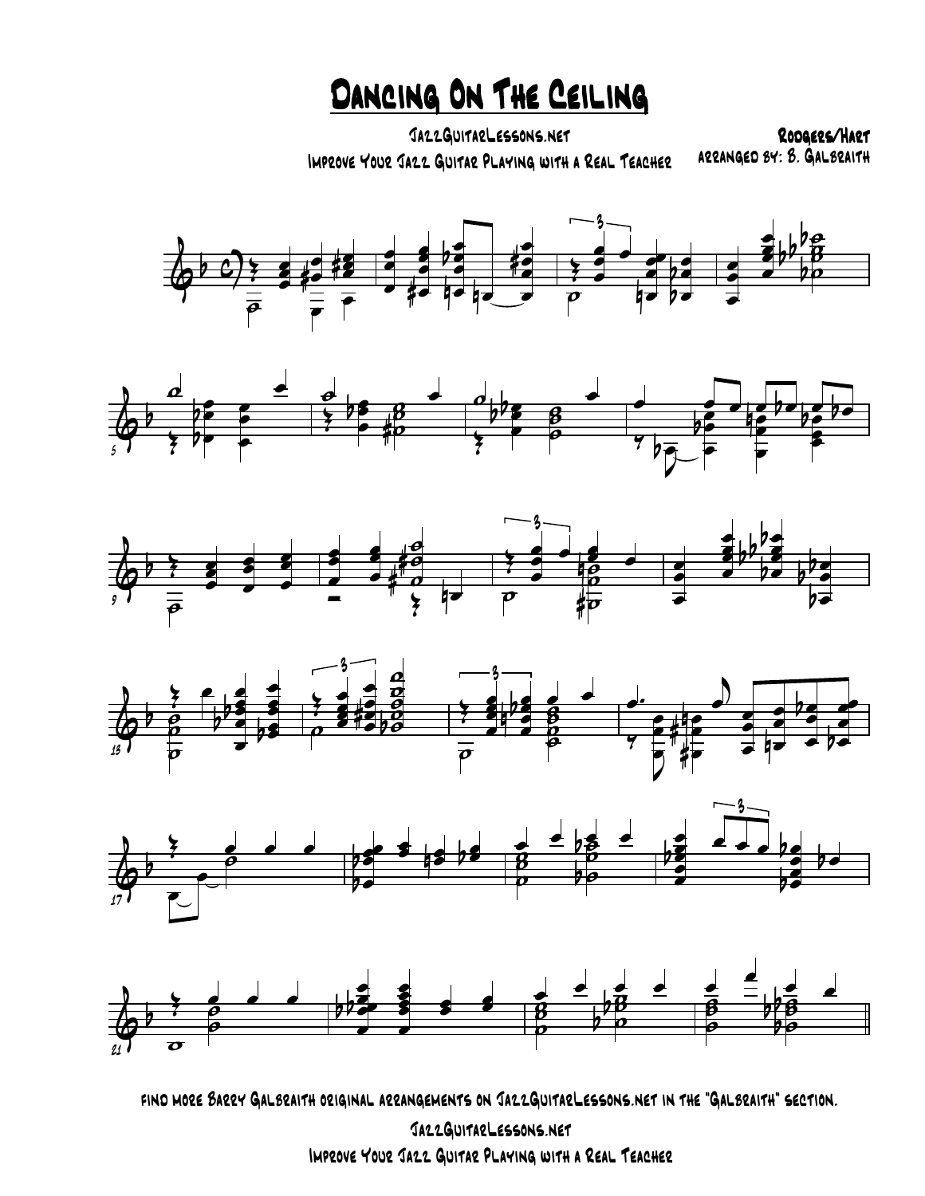# Dancing On The Ceiling

JazzGuitarLessons.net
Improve Your Jazz Guitar Playing with a Real Teacher

Rodgers/Hart
Arranged by: B. Galbraith

find more Barry Galbraith original arrangements on JazzGuitarLessons.net in the "Galbraith" section.

JazzGuitarLessons.net
Improve Your Jazz Guitar Playing with a Real Teacher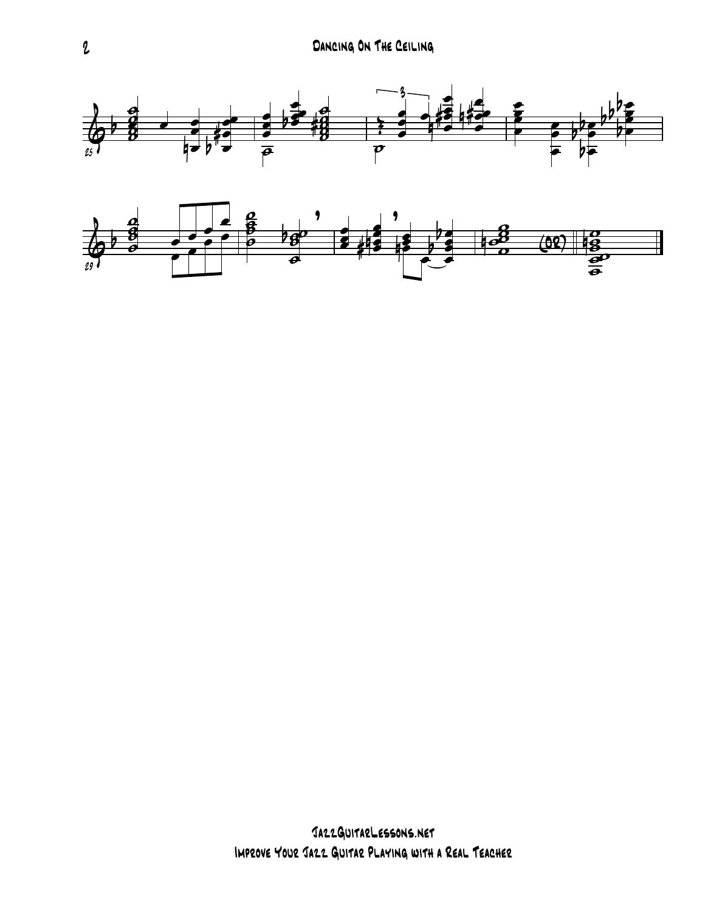(OR)